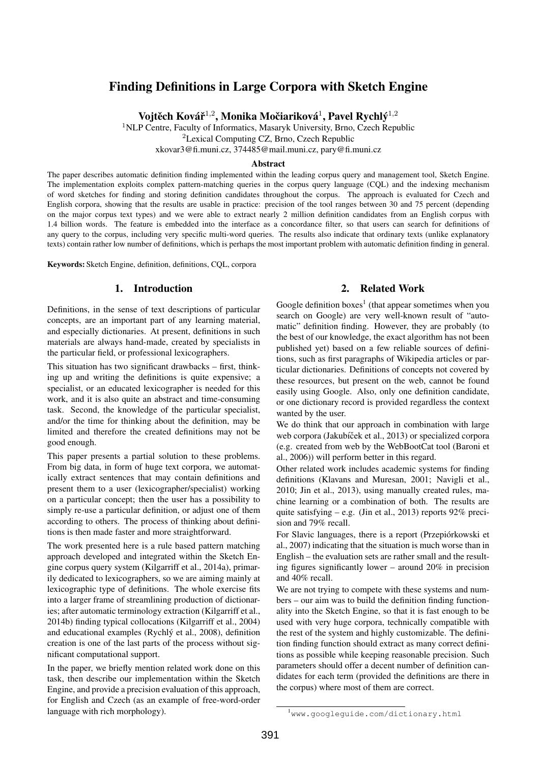# Finding Definitions in Large Corpora with Sketch Engine

**Vojtěch Kovář[1,2], Monika Močiariková[1], Pavel Rychlý[1,2]**

[1]NLP Centre, Faculty of Informatics, Masaryk University, Brno, Czech Republic
[2]Lexical Computing CZ, Brno, Czech Republic
xkovar3@fi.muni.cz, 374485@mail.muni.cz, pary@fi.muni.cz

### Abstract

The paper describes automatic definition finding implemented within the leading corpus query and management tool, Sketch Engine. The implementation exploits complex pattern-matching queries in the corpus query language (CQL) and the indexing mechanism of word sketches for finding and storing definition candidates throughout the corpus. The approach is evaluated for Czech and English corpora, showing that the results are usable in practice: precision of the tool ranges between 30 and 75 percent (depending on the major corpus text types) and we were able to extract nearly 2 million definition candidates from an English corpus with 1.4 billion words. The feature is embedded into the interface as a concordance filter, so that users can search for definitions of any query to the corpus, including very specific multi-word queries. The results also indicate that ordinary texts (unlike explanatory texts) contain rather low number of definitions, which is perhaps the most important problem with automatic definition finding in general.

**Keywords:** Sketch Engine, definition, definitions, CQL, corpora

## 1. Introduction

Definitions, in the sense of text descriptions of particular concepts, are an important part of any learning material, and especially dictionaries. At present, definitions in such materials are always hand-made, created by specialists in the particular field, or professional lexicographers.

This situation has two significant drawbacks – first, thinking up and writing the definitions is quite expensive; a specialist, or an educated lexicographer is needed for this work, and it is also quite an abstract and time-consuming task. Second, the knowledge of the particular specialist, and/or the time for thinking about the definition, may be limited and therefore the created definitions may not be good enough.

This paper presents a partial solution to these problems. From big data, in form of huge text corpora, we automatically extract sentences that may contain definitions and present them to a user (lexicographer/specialist) working on a particular concept; then the user has a possibility to simply re-use a particular definition, or adjust one of them according to others. The process of thinking about definitions is then made faster and more straightforward.

The work presented here is a rule based pattern matching approach developed and integrated within the Sketch Engine corpus query system (Kilgarriff et al., 2014a), primarily dedicated to lexicographers, so we are aiming mainly at lexicographic type of definitions. The whole exercise fits into a larger frame of streamlining production of dictionaries; after automatic terminology extraction (Kilgarriff et al., 2014b) finding typical collocations (Kilgarriff et al., 2004) and educational examples (Rychlý et al., 2008), definition creation is one of the last parts of the process without significant computational support.

In the paper, we briefly mention related work done on this task, then describe our implementation within the Sketch Engine, and provide a precision evaluation of this approach, for English and Czech (as an example of free-word-order language with rich morphology).

## 2. Related Work

Google definition boxes[1] (that appear sometimes when you search on Google) are very well-known result of "automatic" definition finding. However, they are probably (to the best of our knowledge, the exact algorithm has not been published yet) based on a few reliable sources of definitions, such as first paragraphs of Wikipedia articles or particular dictionaries. Definitions of concepts not covered by these resources, but present on the web, cannot be found easily using Google. Also, only one definition candidate, or one dictionary record is provided regardless the context wanted by the user.

We do think that our approach in combination with large web corpora (Jakubíček et al., 2013) or specialized corpora (e.g. created from web by the WebBootCat tool (Baroni et al., 2006)) will perform better in this regard.

Other related work includes academic systems for finding definitions (Klavans and Muresan, 2001; Navigli et al., 2010; Jin et al., 2013), using manually created rules, machine learning or a combination of both. The results are quite satisfying – e.g. (Jin et al., 2013) reports 92% precision and 79% recall.

For Slavic languages, there is a report (Przepiórkowski et al., 2007) indicating that the situation is much worse than in English – the evaluation sets are rather small and the resulting figures significantly lower – around 20% in precision and 40% recall.

We are not trying to compete with these systems and numbers – our aim was to build the definition finding functionality into the Sketch Engine, so that it is fast enough to be used with very huge corpora, technically compatible with the rest of the system and highly customizable. The definition finding function should extract as many correct definitions as possible while keeping reasonable precision. Such parameters should offer a decent number of definition candidates for each term (provided the definitions are there in the corpus) where most of them are correct.

[1]www.googleguide.com/dictionary.html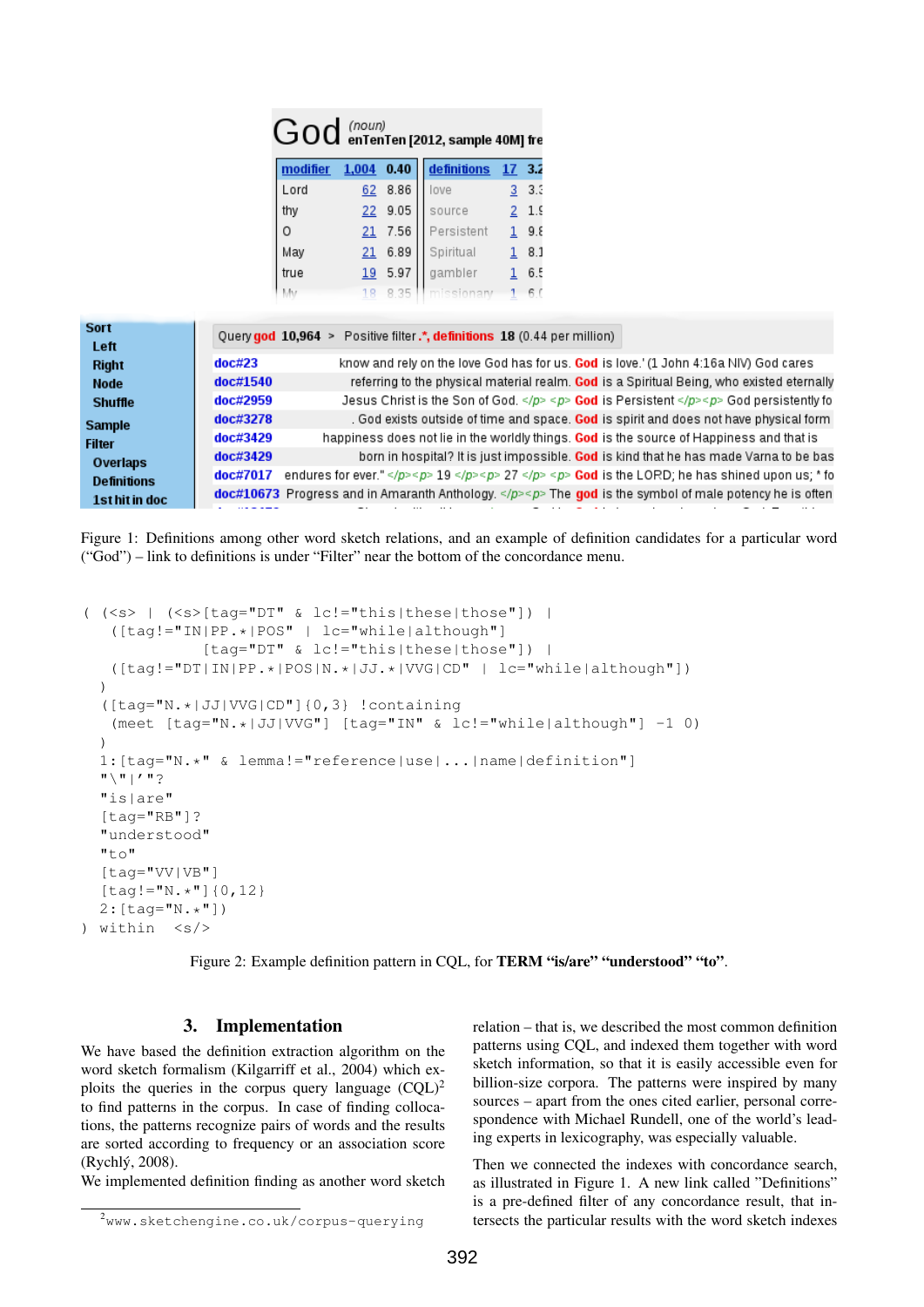Figure 1: Definitions among other word sketch relations, and an example of definition candidates for a particular word ("God") – link to definitions is under "Filter" near the bottom of the concordance menu.

```
( (<s> | (<s>[tag="DT" & lc!="this|these|those"]) |
   ([tag!="IN|PP.*|POS" | lc="while|although"]
             [tag="DT" & lc!="this|these|those"]) |
   ([tag!="DT|IN|PP.*|POS|N.*|JJ.*|VVG|CD" | lc="while|although"])
  )
  ([tag="N.*|JJ|VVG|CD"]{0,3} !containing
   (meet [tag="N.*|JJ|VVG"] [tag="IN" & lc!="while|although"] -1 0)
  )
  1:[tag="N.*" & lemma!="reference|use|...|name|definition"]
  "\"|'"?
  "is|are"
  [tag="RB"]?
  "understood"
  "to"
  [tag="VV|VB"]
  [tag!="N.*"]{0,12}
  2:[tag="N.*"])
) within <s/>
```

Figure 2: Example definition pattern in CQL, for **TERM "is/are" "understood" "to"**.

## 3. Implementation

We have based the definition extraction algorithm on the word sketch formalism (Kilgarriff et al., 2004) which exploits the queries in the corpus query language (CQL)[2] to find patterns in the corpus. In case of finding collocations, the patterns recognize pairs of words and the results are sorted according to frequency or an association score (Rychlý, 2008).

We implemented definition finding as another word sketch relation – that is, we described the most common definition patterns using CQL, and indexed them together with word sketch information, so that it is easily accessible even for billion-size corpora. The patterns were inspired by many sources – apart from the ones cited earlier, personal correspondence with Michael Rundell, one of the world's leading experts in lexicography, was especially valuable.

Then we connected the indexes with concordance search, as illustrated in Figure 1. A new link called "Definitions" is a pre-defined filter of any concordance result, that intersects the particular results with the word sketch indexes

[2] www.sketchengine.co.uk/corpus-querying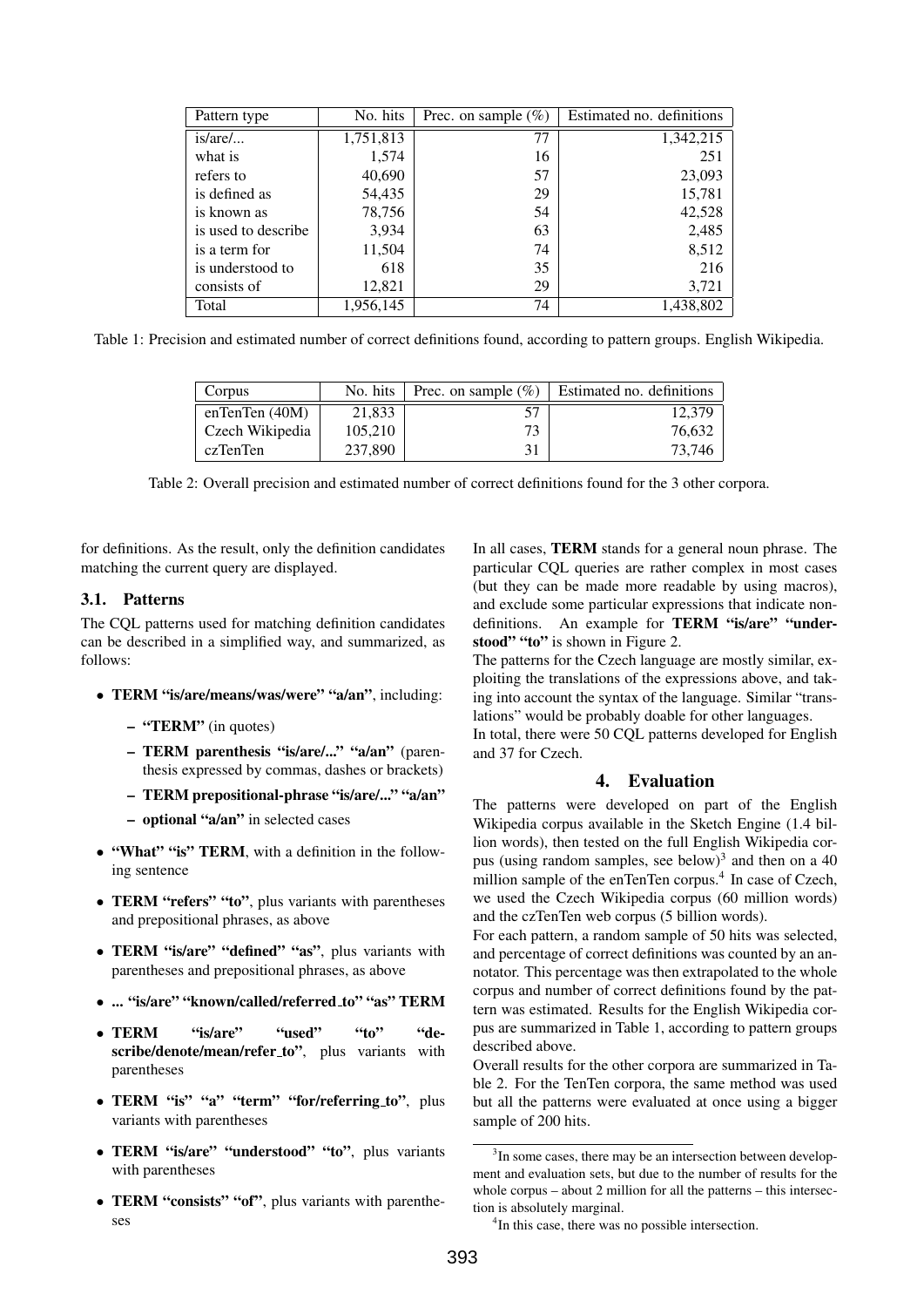| Pattern type | No. hits | Prec. on sample (%) | Estimated no. definitions |
|---|---|---|---|
| is/are/... | 1,751,813 | 77 | 1,342,215 |
| what is | 1,574 | 16 | 251 |
| refers to | 40,690 | 57 | 23,093 |
| is defined as | 54,435 | 29 | 15,781 |
| is known as | 78,756 | 54 | 42,528 |
| is used to describe | 3,934 | 63 | 2,485 |
| is a term for | 11,504 | 74 | 8,512 |
| is understood to | 618 | 35 | 216 |
| consists of | 12,821 | 29 | 3,721 |
| Total | 1,956,145 | 74 | 1,438,802 |

Table 1: Precision and estimated number of correct definitions found, according to pattern groups. English Wikipedia.

| Corpus | No. hits | Prec. on sample (%) | Estimated no. definitions |
|---|---|---|---|
| enTenTen (40M) | 21,833 | 57 | 12,379 |
| Czech Wikipedia | 105,210 | 73 | 76,632 |
| czTenTen | 237,890 | 31 | 73,746 |

Table 2: Overall precision and estimated number of correct definitions found for the 3 other corpora.

for definitions. As the result, only the definition candidates matching the current query are displayed.

### 3.1. Patterns

The CQL patterns used for matching definition candidates can be described in a simplified way, and summarized, as follows:

- **TERM "is/are/means/was/were" "a/an"**, including:
  - **"TERM"** (in quotes)
  - **TERM parenthesis "is/are/..." "a/an"** (parenthesis expressed by commas, dashes or brackets)
  - **TERM prepositional-phrase "is/are/..." "a/an"**
  - **optional "a/an"** in selected cases
- **"What" "is" TERM**, with a definition in the following sentence
- **TERM "refers" "to"**, plus variants with parentheses and prepositional phrases, as above
- **TERM "is/are" "defined" "as"**, plus variants with parentheses and prepositional phrases, as above
- **... "is/are" "known/called/referred_to" "as" TERM**
- **TERM "is/are" "used" "to" "describe/denote/mean/refer_to"**, plus variants with parentheses
- **TERM "is" "a" "term" "for/referring_to"**, plus variants with parentheses
- **TERM "is/are" "understood" "to"**, plus variants with parentheses
- **TERM "consists" "of"**, plus variants with parentheses

In all cases, **TERM** stands for a general noun phrase. The particular CQL queries are rather complex in most cases (but they can be made more readable by using macros), and exclude some particular expressions that indicate non-definitions. An example for **TERM "is/are" "understood" "to"** is shown in Figure 2.

The patterns for the Czech language are mostly similar, exploiting the translations of the expressions above, and taking into account the syntax of the language. Similar "translations" would be probably doable for other languages.

In total, there were 50 CQL patterns developed for English and 37 for Czech.

## 4. Evaluation

The patterns were developed on part of the English Wikipedia corpus available in the Sketch Engine (1.4 billion words), then tested on the full English Wikipedia corpus (using random samples, see below)[3] and then on a 40 million sample of the enTenTen corpus.[4] In case of Czech, we used the Czech Wikipedia corpus (60 million words) and the czTenTen web corpus (5 billion words).

For each pattern, a random sample of 50 hits was selected, and percentage of correct definitions was counted by an annotator. This percentage was then extrapolated to the whole corpus and number of correct definitions found by the pattern was estimated. Results for the English Wikipedia corpus are summarized in Table 1, according to pattern groups described above.

Overall results for the other corpora are summarized in Table 2. For the TenTen corpora, the same method was used but all the patterns were evaluated at once using a bigger sample of 200 hits.

[3] In some cases, there may be an intersection between development and evaluation sets, but due to the number of results for the whole corpus – about 2 million for all the patterns – this intersection is absolutely marginal.

[4] In this case, there was no possible intersection.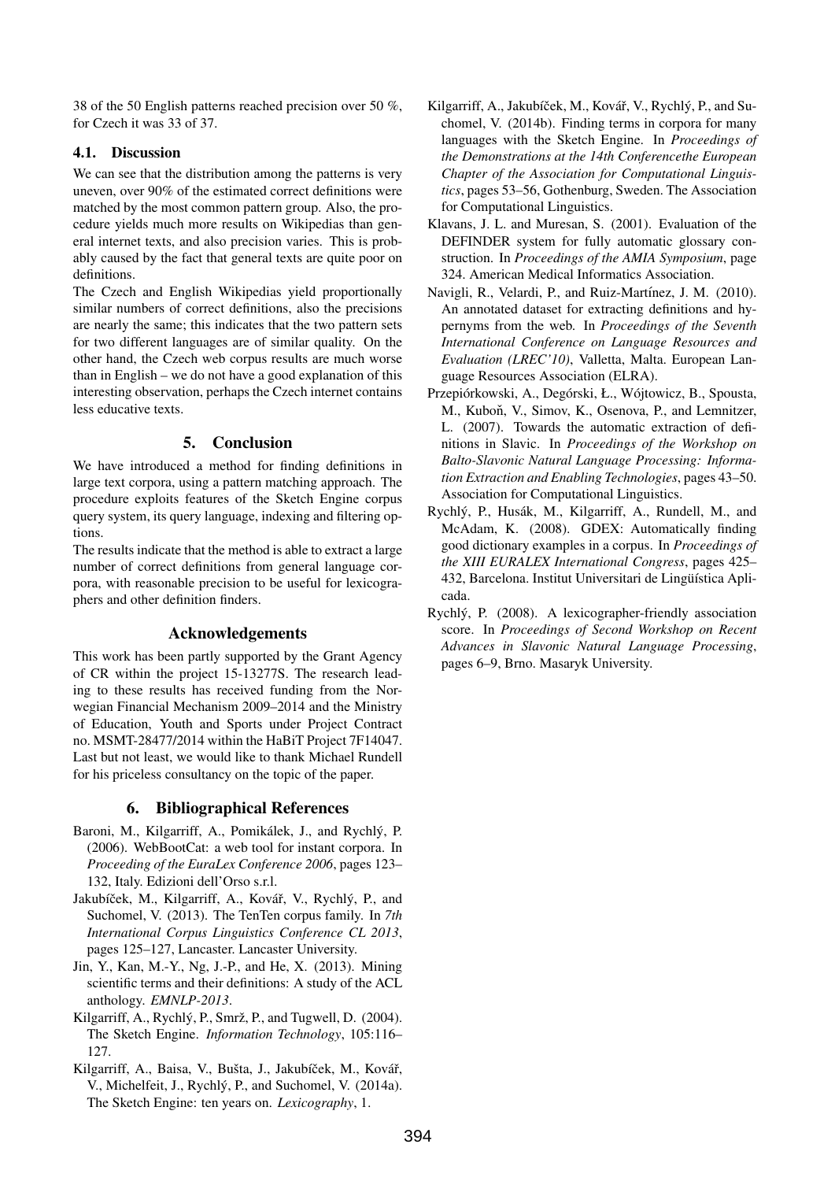38 of the 50 English patterns reached precision over 50 %, for Czech it was 33 of 37.

### 4.1. Discussion

We can see that the distribution among the patterns is very uneven, over 90% of the estimated correct definitions were matched by the most common pattern group. Also, the procedure yields much more results on Wikipedias than general internet texts, and also precision varies. This is probably caused by the fact that general texts are quite poor on definitions.

The Czech and English Wikipedias yield proportionally similar numbers of correct definitions, also the precisions are nearly the same; this indicates that the two pattern sets for two different languages are of similar quality. On the other hand, the Czech web corpus results are much worse than in English – we do not have a good explanation of this interesting observation, perhaps the Czech internet contains less educative texts.

## 5. Conclusion

We have introduced a method for finding definitions in large text corpora, using a pattern matching approach. The procedure exploits features of the Sketch Engine corpus query system, its query language, indexing and filtering options.

The results indicate that the method is able to extract a large number of correct definitions from general language corpora, with reasonable precision to be useful for lexicographers and other definition finders.

## Acknowledgements

This work has been partly supported by the Grant Agency of CR within the project 15-13277S. The research leading to these results has received funding from the Norwegian Financial Mechanism 2009–2014 and the Ministry of Education, Youth and Sports under Project Contract no. MSMT-28477/2014 within the HaBiT Project 7F14047. Last but not least, we would like to thank Michael Rundell for his priceless consultancy on the topic of the paper.

## 6. Bibliographical References

Baroni, M., Kilgarriff, A., Pomikálek, J., and Rychlý, P. (2006). WebBootCat: a web tool for instant corpora. In *Proceeding of the EuraLex Conference 2006*, pages 123–132, Italy. Edizioni dell'Orso s.r.l.

Jakubíček, M., Kilgarriff, A., Kovář, V., Rychlý, P., and Suchomel, V. (2013). The TenTen corpus family. In *7th International Corpus Linguistics Conference CL 2013*, pages 125–127, Lancaster. Lancaster University.

Jin, Y., Kan, M.-Y., Ng, J.-P., and He, X. (2013). Mining scientific terms and their definitions: A study of the ACL anthology. *EMNLP-2013*.

Kilgarriff, A., Rychlý, P., Smrž, P., and Tugwell, D. (2004). The Sketch Engine. *Information Technology*, 105:116–127.

Kilgarriff, A., Baisa, V., Bušta, J., Jakubíček, M., Kovář, V., Michelfeit, J., Rychlý, P., and Suchomel, V. (2014a). The Sketch Engine: ten years on. *Lexicography*, 1.

Kilgarriff, A., Jakubíček, M., Kovář, V., Rychlý, P., and Suchomel, V. (2014b). Finding terms in corpora for many languages with the Sketch Engine. In *Proceedings of the Demonstrations at the 14th Conferencethe European Chapter of the Association for Computational Linguistics*, pages 53–56, Gothenburg, Sweden. The Association for Computational Linguistics.

Klavans, J. L. and Muresan, S. (2001). Evaluation of the DEFINDER system for fully automatic glossary construction. In *Proceedings of the AMIA Symposium*, page 324. American Medical Informatics Association.

Navigli, R., Velardi, P., and Ruiz-Martínez, J. M. (2010). An annotated dataset for extracting definitions and hypernyms from the web. In *Proceedings of the Seventh International Conference on Language Resources and Evaluation (LREC'10)*, Valletta, Malta. European Language Resources Association (ELRA).

Przepiórkowski, A., Degórski, Ł., Wójtowicz, B., Spousta, M., Kuboň, V., Simov, K., Osenova, P., and Lemnitzer, L. (2007). Towards the automatic extraction of definitions in Slavic. In *Proceedings of the Workshop on Balto-Slavonic Natural Language Processing: Information Extraction and Enabling Technologies*, pages 43–50. Association for Computational Linguistics.

Rychlý, P., Husák, M., Kilgarriff, A., Rundell, M., and McAdam, K. (2008). GDEX: Automatically finding good dictionary examples in a corpus. In *Proceedings of the XIII EURALEX International Congress*, pages 425–432, Barcelona. Institut Universitari de Lingüística Aplicada.

Rychlý, P. (2008). A lexicographer-friendly association score. In *Proceedings of Second Workshop on Recent Advances in Slavonic Natural Language Processing*, pages 6–9, Brno. Masaryk University.